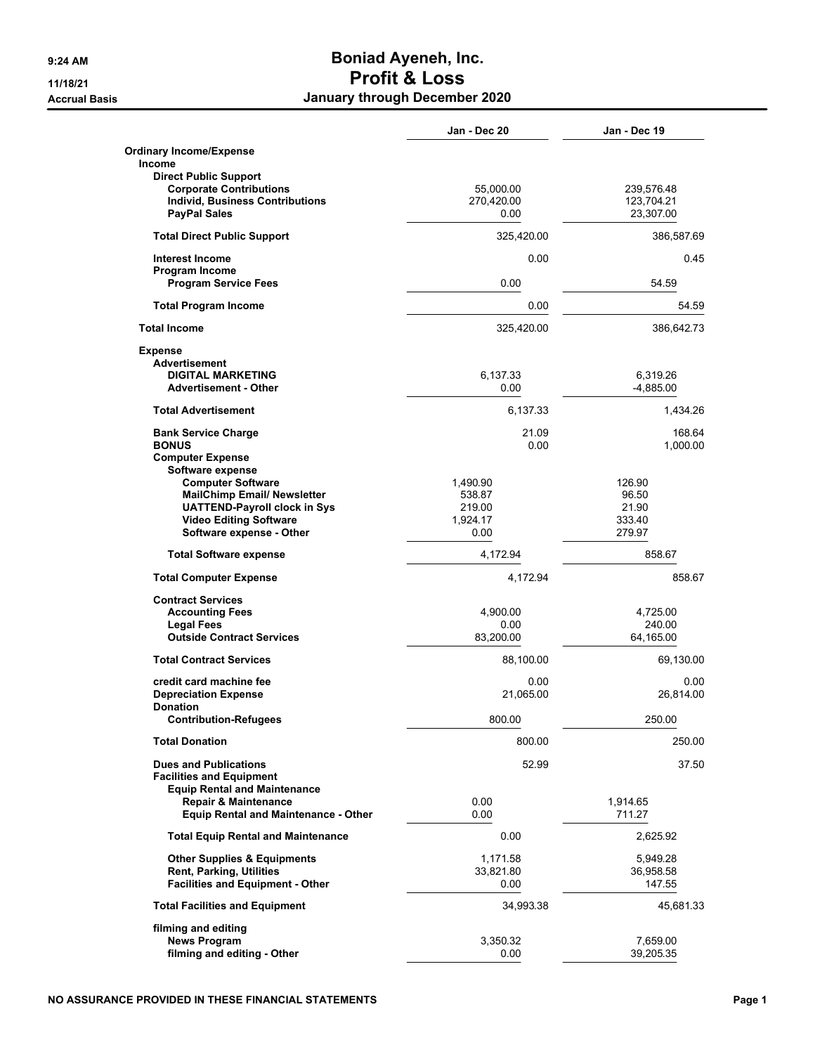# Boniad Ayeneh, Inc.
## Profit & Loss
### January through December 2020

9:24 AM
11/18/21
Accrual Basis

| | Jan - Dec 20 | Jan - Dec 19 |
|---|---|---|
| **Ordinary Income/Expense** | | |
| **Income** | | |
| **Direct Public Support** | | |
| **Corporate Contributions** | 55,000.00 | 239,576.48 |
| **Individ, Business Contributions** | 270,420.00 | 123,704.21 |
| **PayPal Sales** | 0.00 | 23,307.00 |
| **Total Direct Public Support** | 325,420.00 | 386,587.69 |
| **Interest Income** | 0.00 | 0.45 |
| **Program Income** | | |
| **Program Service Fees** | 0.00 | 54.59 |
| **Total Program Income** | 0.00 | 54.59 |
| **Total Income** | 325,420.00 | 386,642.73 |
| **Expense** | | |
| **Advertisement** | | |
| **DIGITAL MARKETING** | 6,137.33 | 6,319.26 |
| **Advertisement - Other** | 0.00 | -4,885.00 |
| **Total Advertisement** | 6,137.33 | 1,434.26 |
| **Bank Service Charge** | 21.09 | 168.64 |
| **BONUS** | 0.00 | 1,000.00 |
| **Computer Expense** | | |
| **Software expense** | | |
| **Computer Software** | 1,490.90 | 126.90 |
| **MailChimp Email/ Newsletter** | 538.87 | 96.50 |
| **UATTEND-Payroll clock in Sys** | 219.00 | 21.90 |
| **Video Editing Software** | 1,924.17 | 333.40 |
| **Software expense - Other** | 0.00 | 279.97 |
| **Total Software expense** | 4,172.94 | 858.67 |
| **Total Computer Expense** | 4,172.94 | 858.67 |
| **Contract Services** | | |
| **Accounting Fees** | 4,900.00 | 4,725.00 |
| **Legal Fees** | 0.00 | 240.00 |
| **Outside Contract Services** | 83,200.00 | 64,165.00 |
| **Total Contract Services** | 88,100.00 | 69,130.00 |
| **credit card machine fee** | 0.00 | 0.00 |
| **Depreciation Expense** | 21,065.00 | 26,814.00 |
| **Donation** | | |
| **Contribution-Refugees** | 800.00 | 250.00 |
| **Total Donation** | 800.00 | 250.00 |
| **Dues and Publications** | 52.99 | 37.50 |
| **Facilities and Equipment** | | |
| **Equip Rental and Maintenance** | | |
| **Repair & Maintenance** | 0.00 | 1,914.65 |
| **Equip Rental and Maintenance - Other** | 0.00 | 711.27 |
| **Total Equip Rental and Maintenance** | 0.00 | 2,625.92 |
| **Other Supplies & Equipments** | 1,171.58 | 5,949.28 |
| **Rent, Parking, Utilities** | 33,821.80 | 36,958.58 |
| **Facilities and Equipment - Other** | 0.00 | 147.55 |
| **Total Facilities and Equipment** | 34,993.38 | 45,681.33 |
| **filming and editing** | | |
| **News Program** | 3,350.32 | 7,659.00 |
| **filming and editing - Other** | 0.00 | 39,205.35 |

NO ASSURANCE PROVIDED IN THESE FINANCIAL STATEMENTS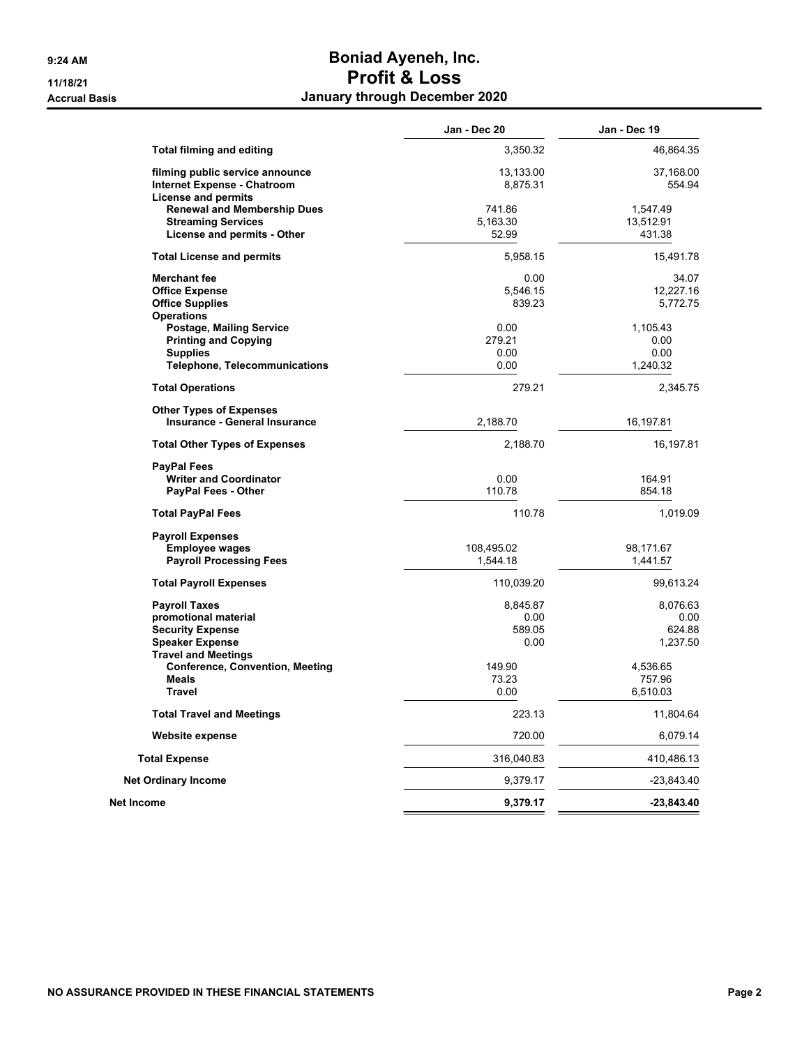# Boniad Ayeneh, Inc.
## Profit & Loss
### January through December 2020

9:24 AM
11/18/21
Accrual Basis

| | Jan - Dec 20 | Jan - Dec 19 |
|---|---|---|
| **Total filming and editing** | 3,350.32 | 46,864.35 |
| **filming public service announce** | 13,133.00 | 37,168.00 |
| **Internet Expense - Chatroom** | 8,875.31 | 554.94 |
| **License and permits** | | |
| **Renewal and Membership Dues** | 741.86 | 1,547.49 |
| **Streaming Services** | 5,163.30 | 13,512.91 |
| **License and permits - Other** | 52.99 | 431.38 |
| **Total License and permits** | 5,958.15 | 15,491.78 |
| **Merchant fee** | 0.00 | 34.07 |
| **Office Expense** | 5,546.15 | 12,227.16 |
| **Office Supplies** | 839.23 | 5,772.75 |
| **Operations** | | |
| **Postage, Mailing Service** | 0.00 | 1,105.43 |
| **Printing and Copying** | 279.21 | 0.00 |
| **Supplies** | 0.00 | 0.00 |
| **Telephone, Telecommunications** | 0.00 | 1,240.32 |
| **Total Operations** | 279.21 | 2,345.75 |
| **Other Types of Expenses** | | |
| **Insurance - General Insurance** | 2,188.70 | 16,197.81 |
| **Total Other Types of Expenses** | 2,188.70 | 16,197.81 |
| **PayPal Fees** | | |
| **Writer and Coordinator** | 0.00 | 164.91 |
| **PayPal Fees - Other** | 110.78 | 854.18 |
| **Total PayPal Fees** | 110.78 | 1,019.09 |
| **Payroll Expenses** | | |
| **Employee wages** | 108,495.02 | 98,171.67 |
| **Payroll Processing Fees** | 1,544.18 | 1,441.57 |
| **Total Payroll Expenses** | 110,039.20 | 99,613.24 |
| **Payroll Taxes** | 8,845.87 | 8,076.63 |
| **promotional material** | 0.00 | 0.00 |
| **Security Expense** | 589.05 | 624.88 |
| **Speaker Expense** | 0.00 | 1,237.50 |
| **Travel and Meetings** | | |
| **Conference, Convention, Meeting** | 149.90 | 4,536.65 |
| **Meals** | 73.23 | 757.96 |
| **Travel** | 0.00 | 6,510.03 |
| **Total Travel and Meetings** | 223.13 | 11,804.64 |
| **Website expense** | 720.00 | 6,079.14 |
| **Total Expense** | 316,040.83 | 410,486.13 |
| **Net Ordinary Income** | 9,379.17 | -23,843.40 |
| **Net Income** | **9,379.17** | **-23,843.40** |

**NO ASSURANCE PROVIDED IN THESE FINANCIAL STATEMENTS**